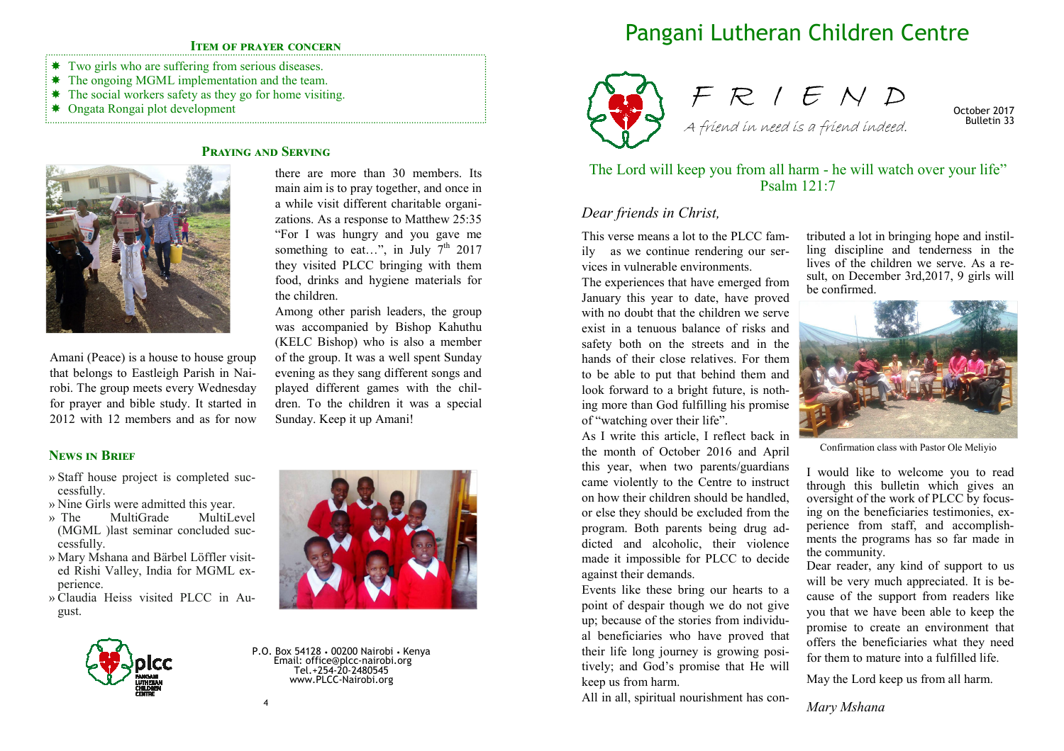## Item of prayer concern

- Two girls who are suffering from serious diseases.
- The ongoing MGML implementation and the team.
- The social workers safety as they go for home visiting.
- Ongata Rongai plot development

## Praying and Serving

Amani (Peace) is a house to house group that belongs to Eastleigh Parish in Nairobi. The group meets every Wednesday for prayer and bible study. It started in 2012 with 12 members and as for now there are more than 30 members. Its main aim is to pray together, and once in a while visit different charitable organizations. As a response to Matthew 25:35 "For I was hungry and you gave me something to eat…", in July 7th 2017 they visited PLCC bringing with them food, drinks and hygiene materials for the children.

Among other parish leaders, the group was accompanied by Bishop Kahuthu (KELC Bishop) who is also a member of the group. It was a well spent Sunday evening as they sang different songs and played different games with the children. To the children it was a special Sunday. Keep it up Amani!

## News in Brief

- Staff house project is completed successfully.
- Nine Girls were admitted this year.
- The MultiGrade MultiLevel (MGML )last seminar concluded successfully.
- Mary Mshana and Bärbel Löffler visited Rishi Valley, India for MGML experience.
- Claudia Heiss visited PLCC in August.

P.O. Box 54128 • 00200 Nairobi • Kenya
Email: office@plcc-nairobi.org
Tel.+254-20-2480545
www.PLCC-Nairobi.org

# Pangani Lutheran Children Centre

## FRIEND

*A friend in need is a friend indeed.*

October 2017
Bulletin 33

The Lord will keep you from all harm - he will watch over your life"
Psalm 121:7

*Dear friends in Christ,*

This verse means a lot to the PLCC family as we continue rendering our services in vulnerable environments.

The experiences that have emerged from January this year to date, have proved with no doubt that the children we serve exist in a tenuous balance of risks and safety both on the streets and in the hands of their close relatives. For them to be able to put that behind them and look forward to a bright future, is nothing more than God fulfilling his promise of "watching over their life".

As I write this article, I reflect back in the month of October 2016 and April this year, when two parents/guardians came violently to the Centre to instruct on how their children should be handled, or else they should be excluded from the program. Both parents being drug addicted and alcoholic, their violence made it impossible for PLCC to decide against their demands.

Events like these bring our hearts to a point of despair though we do not give up; because of the stories from individual beneficiaries who have proved that their life long journey is growing positively; and God's promise that He will keep us from harm.

All in all, spiritual nourishment has contributed a lot in bringing hope and instilling discipline and tenderness in the lives of the children we serve. As a result, on December 3rd,2017, 9 girls will be confirmed.

Confirmation class with Pastor Ole Meliyio

I would like to welcome you to read through this bulletin which gives an oversight of the work of PLCC by focusing on the beneficiaries testimonies, experience from staff, and accomplishments the programs has so far made in the community.

Dear reader, any kind of support to us will be very much appreciated. It is because of the support from readers like you that we have been able to keep the promise to create an environment that offers the beneficiaries what they need for them to mature into a fulfilled life.

May the Lord keep us from all harm.

*Mary Mshana*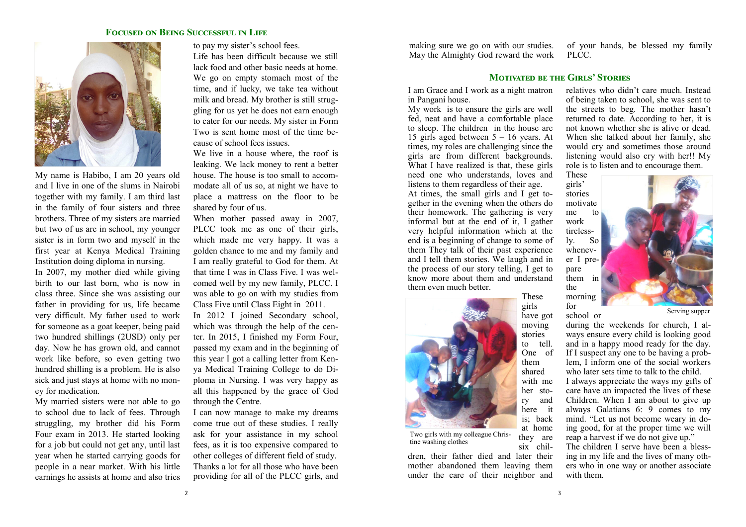## Focused on Being Successful in Life

My name is Habibo, I am 20 years old and I live in one of the slums in Nairobi together with my family. I am third last in the family of four sisters and three brothers. Three of my sisters are married but two of us are in school, my younger sister is in form two and myself in the first year at Kenya Medical Training Institution doing diploma in nursing.

In 2007, my mother died while giving birth to our last born, who is now in class three. Since she was assisting our father in providing for us, life became very difficult. My father used to work for someone as a goat keeper, being paid two hundred shillings (2USD) only per day. Now he has grown old, and cannot work like before, so even getting two hundred shilling is a problem. He is also sick and just stays at home with no money for medication.

My married sisters were not able to go to school due to lack of fees. Through struggling, my brother did his Form Four exam in 2013. He started looking for a job but could not get any, until last year when he started carrying goods for people in a near market. With his little earnings he assists at home and also tries to pay my sister's school fees.

Life has been difficult because we still lack food and other basic needs at home. We go on empty stomach most of the time, and if lucky, we take tea without milk and bread. My brother is still struggling for us yet he does not earn enough to cater for our needs. My sister in Form Two is sent home most of the time because of school fees issues.

We live in a house where, the roof is leaking. We lack money to rent a better house. The house is too small to accommodate all of us so, at night we have to place a mattress on the floor to be shared by four of us.

When mother passed away in 2007, PLCC took me as one of their girls, which made me very happy. It was a golden chance to me and my family and I am really grateful to God for them. At that time I was in Class Five. I was welcomed well by my new family, PLCC. I was able to go on with my studies from Class Five until Class Eight in 2011.

In 2012 I joined Secondary school, which was through the help of the center. In 2015, I finished my Form Four, passed my exam and in the beginning of this year I got a calling letter from Kenya Medical Training College to do Diploma in Nursing. I was very happy as all this happened by the grace of God through the Centre.

I can now manage to make my dreams come true out of these studies. I really ask for your assistance in my school fees, as it is too expensive compared to other colleges of different field of study. Thanks a lot for all those who have been providing for all of the PLCC girls, and making sure we go on with our studies. May the Almighty God reward the work of your hands, be blessed my family PLCC.

## Motivated be the Girls' Stories

I am Grace and I work as a night matron in Pangani house.

My work is to ensure the girls are well fed, neat and have a comfortable place to sleep. The children in the house are 15 girls aged between 5 – 16 years. At times, my roles are challenging since the girls are from different backgrounds. What I have realized is that, these girls need one who understands, loves and listens to them regardless of their age.

At times, the small girls and I get together in the evening when the others do their homework. The gathering is very informal but at the end of it, I gather very helpful information which at the end is a beginning of change to some of them They talk of their past experience and I tell them stories. We laugh and in the process of our story telling, I get to know more about them and understand them even much better.

These girls have got moving stories to tell. One of them shared with me her story and here it is; back at home they are six children, their father died and later their mother abandoned them leaving them under the care of their neighbor and relatives who didn't care much. Instead of being taken to school, she was sent to the streets to beg. The mother hasn't returned to date. According to her, it is not known whether she is alive or dead. When she talked about her family, she would cry and sometimes those around listening would also cry with her!! My role is to listen and to encourage them.

Two girls with my colleague Christine washing clothes

These girls' stories motivate me to work tirelessly. So whenever I prepare them in the morning for school or during the weekends for church, I always ensure every child is looking good and in a happy mood ready for the day. If I suspect any one to be having a problem, I inform one of the social workers who later sets time to talk to the child.

Serving supper

I always appreciate the ways my gifts of care have an impacted the lives of these Children. When I am about to give up always Galatians 6: 9 comes to my mind. "Let us not become weary in doing good, for at the proper time we will reap a harvest if we do not give up."

The children I serve have been a blessing in my life and the lives of many others who in one way or another associate with them.